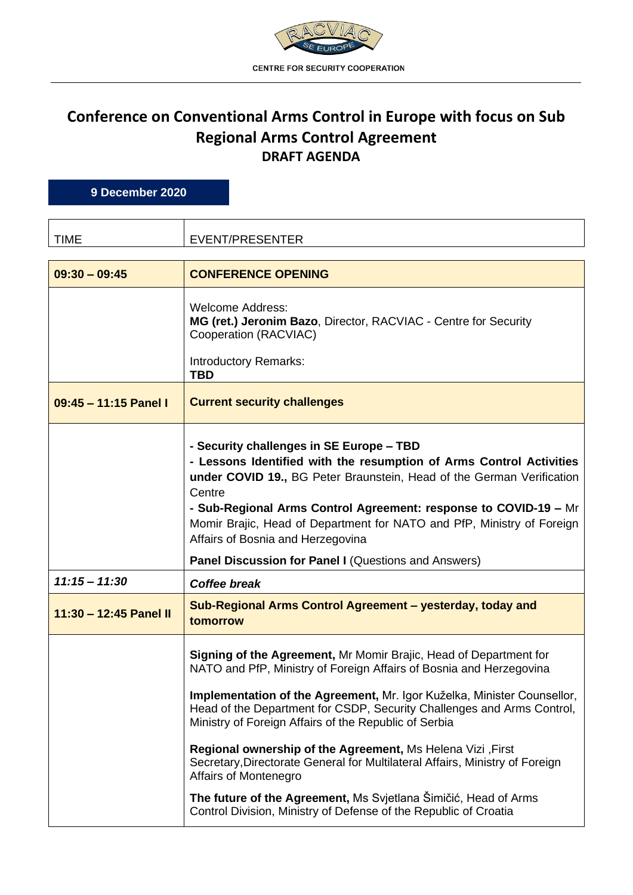CENTRE FOR SECURITY COOPERATION

# Conference on Conventional Arms Control in Europe with focus on Sub Regional Arms Control Agreement

## DRAFT AGENDA

**9 December 2020**

| TIME | EVENT/PRESENTER |
|---|---|
| **09:30 – 09:45** | **CONFERENCE OPENING** |
| | Welcome Address:<br>**MG (ret.) Jeronim Bazo**, Director, RACVIAC - Centre for Security Cooperation (RACVIAC)<br><br>Introductory Remarks:<br>**TBD** |
| **09:45 – 11:15 Panel I** | **Current security challenges** |
| | **- Security challenges in SE Europe – TBD**<br>**- Lessons Identified with the resumption of Arms Control Activities under COVID 19.,** BG Peter Braunstein, Head of the German Verification Centre<br>**- Sub-Regional Arms Control Agreement: response to COVID-19 –** Mr Momir Brajic, Head of Department for NATO and PfP, Ministry of Foreign Affairs of Bosnia and Herzegovina<br><br>**Panel Discussion for Panel I** (Questions and Answers) |
| ***11:15 – 11:30*** | ***Coffee break*** |
| **11:30 – 12:45 Panel II** | **Sub-Regional Arms Control Agreement – yesterday, today and tomorrow** |
| | **Signing of the Agreement,** Mr Momir Brajic, Head of Department for NATO and PfP, Ministry of Foreign Affairs of Bosnia and Herzegovina<br><br>**Implementation of the Agreement,** Mr. Igor Kuželka, Minister Counsellor, Head of the Department for CSDP, Security Challenges and Arms Control, Ministry of Foreign Affairs of the Republic of Serbia<br><br>**Regional ownership of the Agreement,** Ms Helena Vizi ,First Secretary,Directorate General for Multilateral Affairs, Ministry of Foreign Affairs of Montenegro<br><br>**The future of the Agreement,** Ms Svjetlana Šimičić, Head of Arms Control Division, Ministry of Defense of the Republic of Croatia |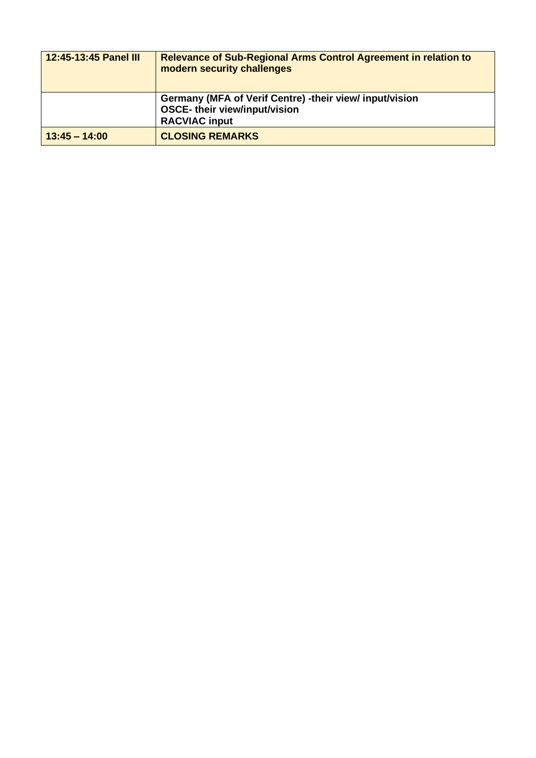| | |
|---|---|
| **12:45-13:45 Panel III** | **Relevance of Sub-Regional Arms Control Agreement in relation to modern security challenges** |
| | **Germany (MFA of Verif Centre) -their view/ input/vision**<br>**OSCE- their view/input/vision**<br>**RACVIAC input** |
| **13:45 – 14:00** | **CLOSING REMARKS** |